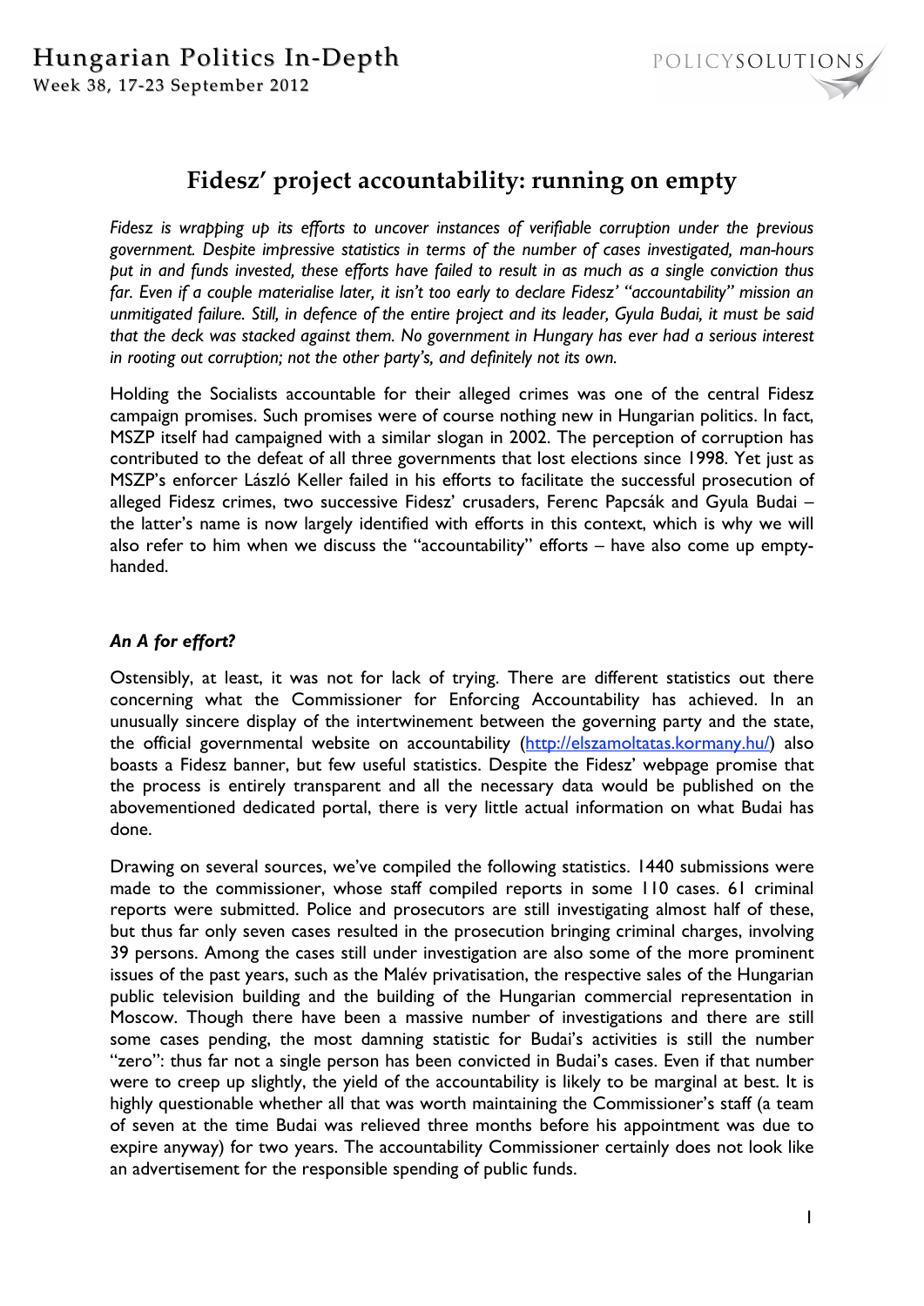# Fidesz' project accountability: running on empty

*Fidesz is wrapping up its efforts to uncover instances of verifiable corruption under the previous government. Despite impressive statistics in terms of the number of cases investigated, man-hours put in and funds invested, these efforts have failed to result in as much as a single conviction thus far. Even if a couple materialise later, it isn't too early to declare Fidesz' "accountability" mission an unmitigated failure. Still, in defence of the entire project and its leader, Gyula Budai, it must be said that the deck was stacked against them. No government in Hungary has ever had a serious interest in rooting out corruption; not the other party's, and definitely not its own.*

Holding the Socialists accountable for their alleged crimes was one of the central Fidesz campaign promises. Such promises were of course nothing new in Hungarian politics. In fact, MSZP itself had campaigned with a similar slogan in 2002. The perception of corruption has contributed to the defeat of all three governments that lost elections since 1998. Yet just as MSZP's enforcer László Keller failed in his efforts to facilitate the successful prosecution of alleged Fidesz crimes, two successive Fidesz' crusaders, Ferenc Papcsák and Gyula Budai – the latter's name is now largely identified with efforts in this context, which is why we will also refer to him when we discuss the "accountability" efforts – have also come up empty-handed.

## *An A for effort?*

Ostensibly, at least, it was not for lack of trying. There are different statistics out there concerning what the Commissioner for Enforcing Accountability has achieved. In an unusually sincere display of the intertwinement between the governing party and the state, the official governmental website on accountability (http://elszamoltatas.kormany.hu/) also boasts a Fidesz banner, but few useful statistics. Despite the Fidesz' webpage promise that the process is entirely transparent and all the necessary data would be published on the abovementioned dedicated portal, there is very little actual information on what Budai has done.

Drawing on several sources, we've compiled the following statistics. 1440 submissions were made to the commissioner, whose staff compiled reports in some 110 cases. 61 criminal reports were submitted. Police and prosecutors are still investigating almost half of these, but thus far only seven cases resulted in the prosecution bringing criminal charges, involving 39 persons. Among the cases still under investigation are also some of the more prominent issues of the past years, such as the Malév privatisation, the respective sales of the Hungarian public television building and the building of the Hungarian commercial representation in Moscow. Though there have been a massive number of investigations and there are still some cases pending, the most damning statistic for Budai's activities is still the number "zero": thus far not a single person has been convicted in Budai's cases. Even if that number were to creep up slightly, the yield of the accountability is likely to be marginal at best. It is highly questionable whether all that was worth maintaining the Commissioner's staff (a team of seven at the time Budai was relieved three months before his appointment was due to expire anyway) for two years. The accountability Commissioner certainly does not look like an advertisement for the responsible spending of public funds.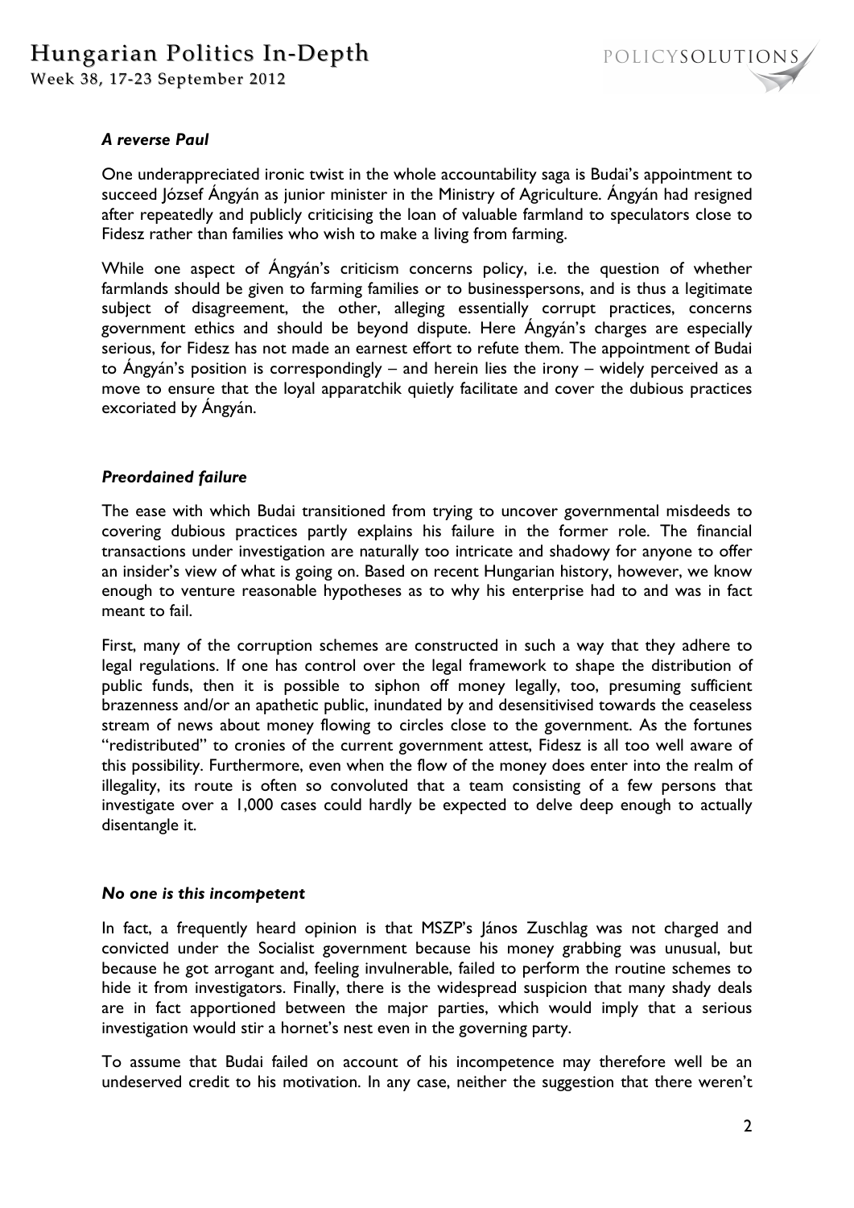### *A reverse Paul*

One underappreciated ironic twist in the whole accountability saga is Budai's appointment to succeed József Ángyán as junior minister in the Ministry of Agriculture. Ángyán had resigned after repeatedly and publicly criticising the loan of valuable farmland to speculators close to Fidesz rather than families who wish to make a living from farming.

While one aspect of Ángyán's criticism concerns policy, i.e. the question of whether farmlands should be given to farming families or to businesspersons, and is thus a legitimate subject of disagreement, the other, alleging essentially corrupt practices, concerns government ethics and should be beyond dispute. Here Ángyán's charges are especially serious, for Fidesz has not made an earnest effort to refute them. The appointment of Budai to Ángyán's position is correspondingly – and herein lies the irony – widely perceived as a move to ensure that the loyal apparatchik quietly facilitate and cover the dubious practices excoriated by Ángyán.

### *Preordained failure*

The ease with which Budai transitioned from trying to uncover governmental misdeeds to covering dubious practices partly explains his failure in the former role. The financial transactions under investigation are naturally too intricate and shadowy for anyone to offer an insider's view of what is going on. Based on recent Hungarian history, however, we know enough to venture reasonable hypotheses as to why his enterprise had to and was in fact meant to fail.

First, many of the corruption schemes are constructed in such a way that they adhere to legal regulations. If one has control over the legal framework to shape the distribution of public funds, then it is possible to siphon off money legally, too, presuming sufficient brazenness and/or an apathetic public, inundated by and desensitivised towards the ceaseless stream of news about money flowing to circles close to the government. As the fortunes "redistributed" to cronies of the current government attest, Fidesz is all too well aware of this possibility. Furthermore, even when the flow of the money does enter into the realm of illegality, its route is often so convoluted that a team consisting of a few persons that investigate over a 1,000 cases could hardly be expected to delve deep enough to actually disentangle it.

### *No one is this incompetent*

In fact, a frequently heard opinion is that MSZP's János Zuschlag was not charged and convicted under the Socialist government because his money grabbing was unusual, but because he got arrogant and, feeling invulnerable, failed to perform the routine schemes to hide it from investigators. Finally, there is the widespread suspicion that many shady deals are in fact apportioned between the major parties, which would imply that a serious investigation would stir a hornet's nest even in the governing party.

To assume that Budai failed on account of his incompetence may therefore well be an undeserved credit to his motivation. In any case, neither the suggestion that there weren't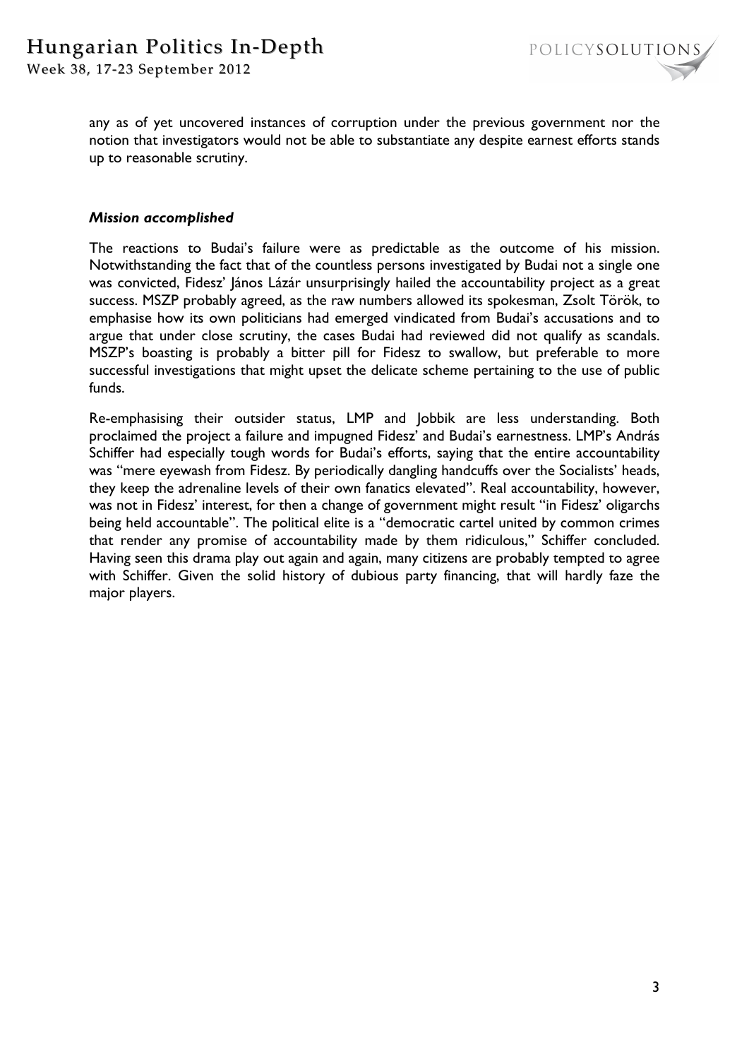any as of yet uncovered instances of corruption under the previous government nor the notion that investigators would not be able to substantiate any despite earnest efforts stands up to reasonable scrutiny.

### *Mission accomplished*

The reactions to Budai's failure were as predictable as the outcome of his mission. Notwithstanding the fact that of the countless persons investigated by Budai not a single one was convicted, Fidesz' János Lázár unsurprisingly hailed the accountability project as a great success. MSZP probably agreed, as the raw numbers allowed its spokesman, Zsolt Török, to emphasise how its own politicians had emerged vindicated from Budai's accusations and to argue that under close scrutiny, the cases Budai had reviewed did not qualify as scandals. MSZP's boasting is probably a bitter pill for Fidesz to swallow, but preferable to more successful investigations that might upset the delicate scheme pertaining to the use of public funds.

Re-emphasising their outsider status, LMP and Jobbik are less understanding. Both proclaimed the project a failure and impugned Fidesz' and Budai's earnestness. LMP's András Schiffer had especially tough words for Budai's efforts, saying that the entire accountability was "mere eyewash from Fidesz. By periodically dangling handcuffs over the Socialists' heads, they keep the adrenaline levels of their own fanatics elevated". Real accountability, however, was not in Fidesz' interest, for then a change of government might result "in Fidesz' oligarchs being held accountable". The political elite is a "democratic cartel united by common crimes that render any promise of accountability made by them ridiculous," Schiffer concluded. Having seen this drama play out again and again, many citizens are probably tempted to agree with Schiffer. Given the solid history of dubious party financing, that will hardly faze the major players.